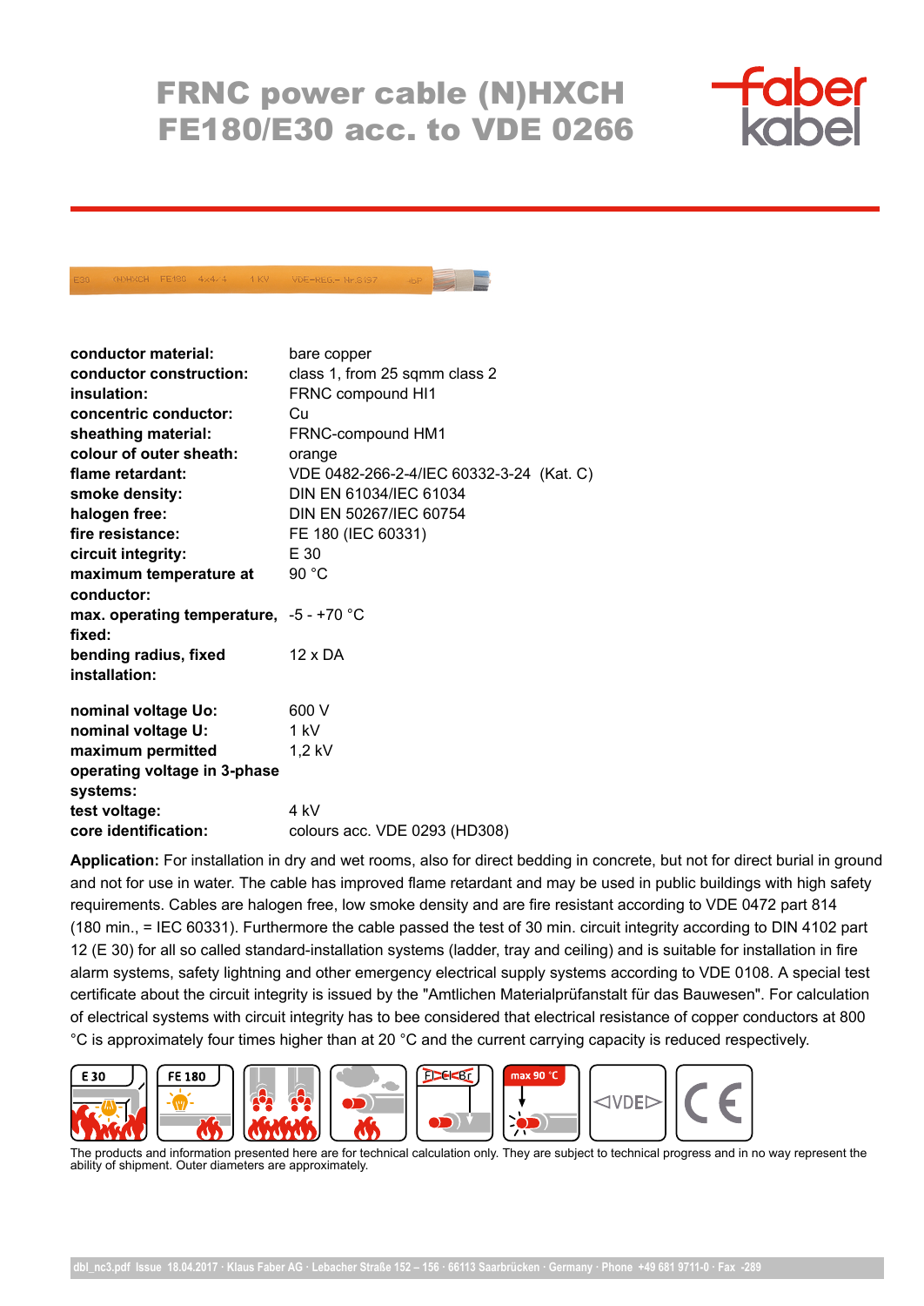# FRNC power cable (N)HXCH FE180/E30 acc. to VDE 0266

| | |
|---|---|
| **conductor material:** | bare copper |
| **conductor construction:** | class 1, from 25 sqmm class 2 |
| **insulation:** | FRNC compound HI1 |
| **concentric conductor:** | Cu |
| **sheathing material:** | FRNC-compound HM1 |
| **colour of outer sheath:** | orange |
| **flame retardant:** | VDE 0482-266-2-4/IEC 60332-3-24 (Kat. C) |
| **smoke density:** | DIN EN 61034/IEC 61034 |
| **halogen free:** | DIN EN 50267/IEC 60754 |
| **fire resistance:** | FE 180 (IEC 60331) |
| **circuit integrity:** | E 30 |
| **maximum temperature at conductor:** | 90 °C |
| **max. operating temperature, fixed:** | -5 - +70 °C |
| **bending radius, fixed installation:** | 12 x DA |

| | |
|---|---|
| **nominal voltage Uo:** | 600 V |
| **nominal voltage U:** | 1 kV |
| **maximum permitted operating voltage in 3-phase systems:** | 1,2 kV |
| **test voltage:** | 4 kV |
| **core identification:** | colours acc. VDE 0293 (HD308) |

**Application:** For installation in dry and wet rooms, also for direct bedding in concrete, but not for direct burial in ground and not for use in water. The cable has improved flame retardant and may be used in public buildings with high safety requirements. Cables are halogen free, low smoke density and are fire resistant according to VDE 0472 part 814 (180 min., = IEC 60331). Furthermore the cable passed the test of 30 min. circuit integrity according to DIN 4102 part 12 (E 30) for all so called standard-installation systems (ladder, tray and ceiling) and is suitable for installation in fire alarm systems, safety lightning and other emergency electrical supply systems according to VDE 0108. A special test certificate about the circuit integrity is issued by the "Amtlichen Materialprüfanstalt für das Bauwesen". For calculation of electrical systems with circuit integrity has to bee considered that electrical resistance of copper conductors at 800 °C is approximately four times higher than at 20 °C and the current carrying capacity is reduced respectively.

E 30 | FE 180 | max 90 °C | VDE | CE

The products and information presented here are for technical calculation only. They are subject to technical progress and in no way represent the ability of shipment. Outer diameters are approximately.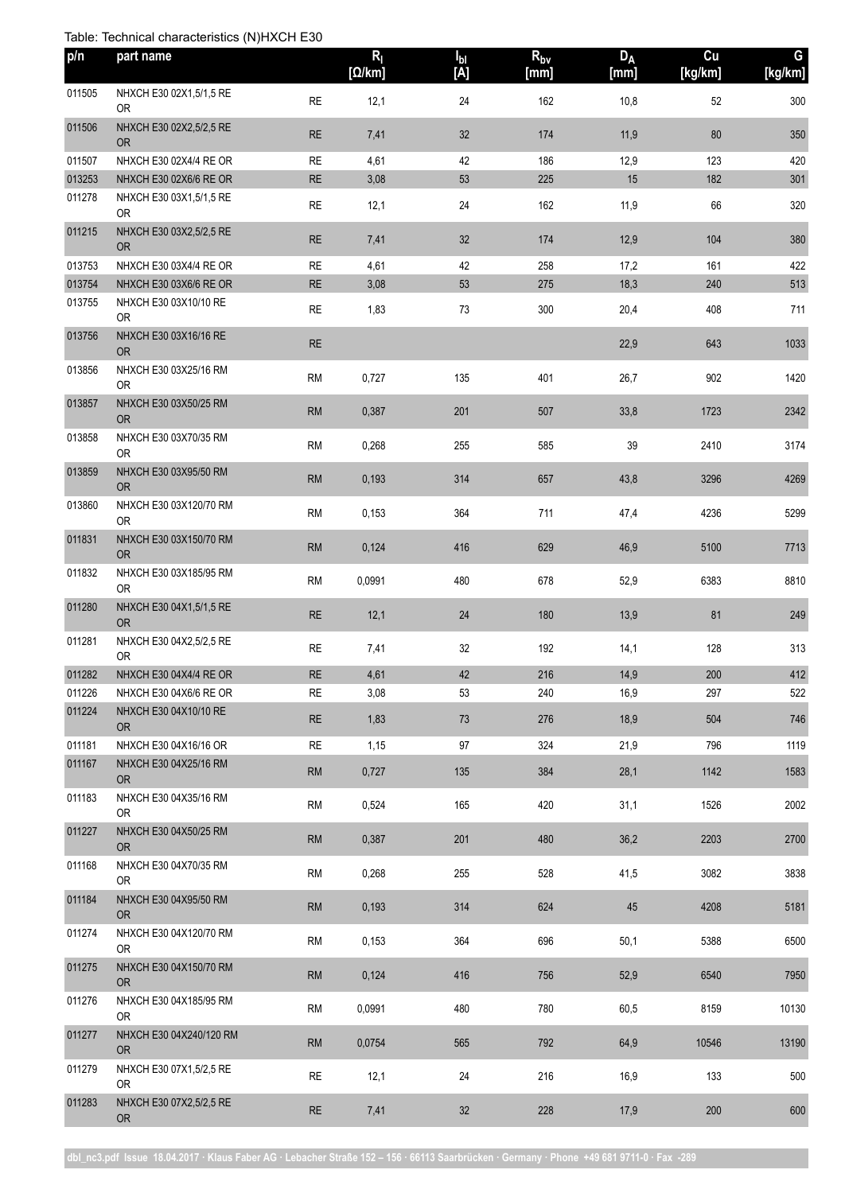Table: Technical characteristics (N)HXCH E30

| p/n | part name | | $R_l$ [Ω/km] | $I_{bl}$ [A] | $R_{bv}$ [mm] | $D_A$ [mm] | Cu [kg/km] | G [kg/km] |
|---|---|---|---|---|---|---|---|---|
| 011505 | NHXCH E30 02X1,5/1,5 RE OR | RE | 12,1 | 24 | 162 | 10,8 | 52 | 300 |
| 011506 | NHXCH E30 02X2,5/2,5 RE OR | RE | 7,41 | 32 | 174 | 11,9 | 80 | 350 |
| 011507 | NHXCH E30 02X4/4 RE OR | RE | 4,61 | 42 | 186 | 12,9 | 123 | 420 |
| 013253 | NHXCH E30 02X6/6 RE OR | RE | 3,08 | 53 | 225 | 15 | 182 | 301 |
| 011278 | NHXCH E30 03X1,5/1,5 RE OR | RE | 12,1 | 24 | 162 | 11,9 | 66 | 320 |
| 011215 | NHXCH E30 03X2,5/2,5 RE OR | RE | 7,41 | 32 | 174 | 12,9 | 104 | 380 |
| 013753 | NHXCH E30 03X4/4 RE OR | RE | 4,61 | 42 | 258 | 17,2 | 161 | 422 |
| 013754 | NHXCH E30 03X6/6 RE OR | RE | 3,08 | 53 | 275 | 18,3 | 240 | 513 |
| 013755 | NHXCH E30 03X10/10 RE OR | RE | 1,83 | 73 | 300 | 20,4 | 408 | 711 |
| 013756 | NHXCH E30 03X16/16 RE OR | RE | | | | 22,9 | 643 | 1033 |
| 013856 | NHXCH E30 03X25/16 RM OR | RM | 0,727 | 135 | 401 | 26,7 | 902 | 1420 |
| 013857 | NHXCH E30 03X50/25 RM OR | RM | 0,387 | 201 | 507 | 33,8 | 1723 | 2342 |
| 013858 | NHXCH E30 03X70/35 RM OR | RM | 0,268 | 255 | 585 | 39 | 2410 | 3174 |
| 013859 | NHXCH E30 03X95/50 RM OR | RM | 0,193 | 314 | 657 | 43,8 | 3296 | 4269 |
| 013860 | NHXCH E30 03X120/70 RM OR | RM | 0,153 | 364 | 711 | 47,4 | 4236 | 5299 |
| 011831 | NHXCH E30 03X150/70 RM OR | RM | 0,124 | 416 | 629 | 46,9 | 5100 | 7713 |
| 011832 | NHXCH E30 03X185/95 RM OR | RM | 0,0991 | 480 | 678 | 52,9 | 6383 | 8810 |
| 011280 | NHXCH E30 04X1,5/1,5 RE OR | RE | 12,1 | 24 | 180 | 13,9 | 81 | 249 |
| 011281 | NHXCH E30 04X2,5/2,5 RE OR | RE | 7,41 | 32 | 192 | 14,1 | 128 | 313 |
| 011282 | NHXCH E30 04X4/4 RE OR | RE | 4,61 | 42 | 216 | 14,9 | 200 | 412 |
| 011226 | NHXCH E30 04X6/6 RE OR | RE | 3,08 | 53 | 240 | 16,9 | 297 | 522 |
| 011224 | NHXCH E30 04X10/10 RE OR | RE | 1,83 | 73 | 276 | 18,9 | 504 | 746 |
| 011181 | NHXCH E30 04X16/16 OR | RE | 1,15 | 97 | 324 | 21,9 | 796 | 1119 |
| 011167 | NHXCH E30 04X25/16 RM OR | RM | 0,727 | 135 | 384 | 28,1 | 1142 | 1583 |
| 011183 | NHXCH E30 04X35/16 RM OR | RM | 0,524 | 165 | 420 | 31,1 | 1526 | 2002 |
| 011227 | NHXCH E30 04X50/25 RM OR | RM | 0,387 | 201 | 480 | 36,2 | 2203 | 2700 |
| 011168 | NHXCH E30 04X70/35 RM OR | RM | 0,268 | 255 | 528 | 41,5 | 3082 | 3838 |
| 011184 | NHXCH E30 04X95/50 RM OR | RM | 0,193 | 314 | 624 | 45 | 4208 | 5181 |
| 011274 | NHXCH E30 04X120/70 RM OR | RM | 0,153 | 364 | 696 | 50,1 | 5388 | 6500 |
| 011275 | NHXCH E30 04X150/70 RM OR | RM | 0,124 | 416 | 756 | 52,9 | 6540 | 7950 |
| 011276 | NHXCH E30 04X185/95 RM OR | RM | 0,0991 | 480 | 780 | 60,5 | 8159 | 10130 |
| 011277 | NHXCH E30 04X240/120 RM OR | RM | 0,0754 | 565 | 792 | 64,9 | 10546 | 13190 |
| 011279 | NHXCH E30 07X1,5/2,5 RE OR | RE | 12,1 | 24 | 216 | 16,9 | 133 | 500 |
| 011283 | NHXCH E30 07X2,5/2,5 RE OR | RE | 7,41 | 32 | 228 | 17,9 | 200 | 600 |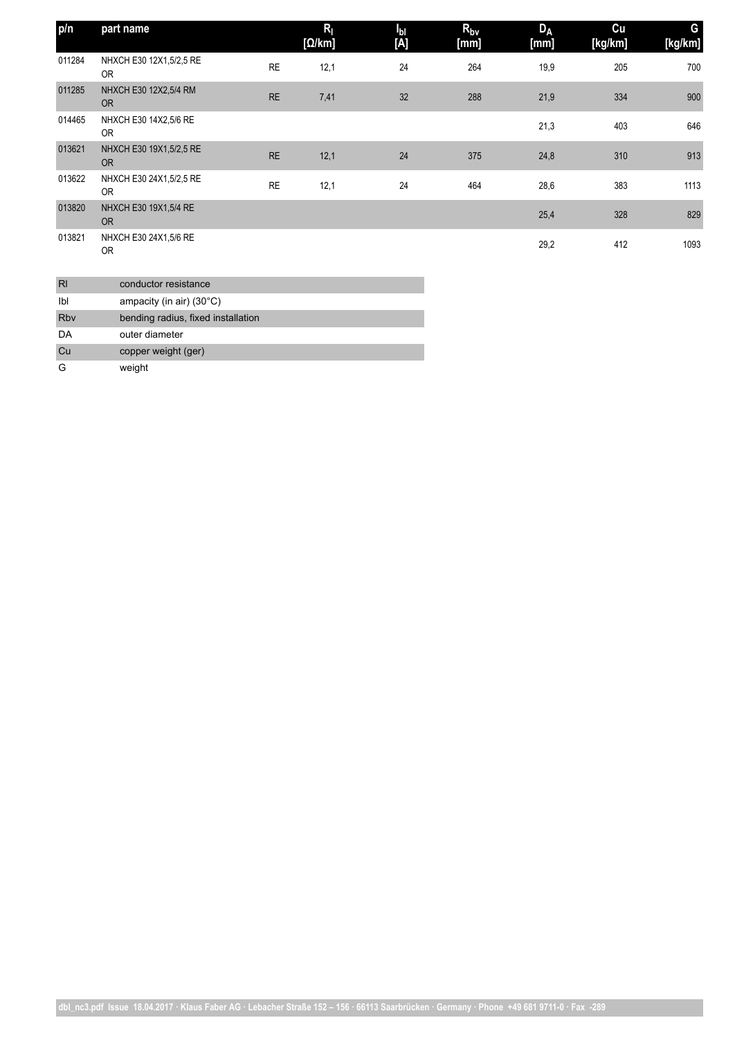| p/n | part name | | $R_l$ [Ω/km] | $I_{bl}$ [A] | $R_{bv}$ [mm] | $D_A$ [mm] | Cu [kg/km] | G [kg/km] |
|---|---|---|---|---|---|---|---|---|
| 011284 | NHXCH E30 12X1,5/2,5 RE OR | RE | 12,1 | 24 | 264 | 19,9 | 205 | 700 |
| 011285 | NHXCH E30 12X2,5/4 RM OR | RE | 7,41 | 32 | 288 | 21,9 | 334 | 900 |
| 014465 | NHXCH E30 14X2,5/6 RE OR | | | | | 21,3 | 403 | 646 |
| 013621 | NHXCH E30 19X1,5/2,5 RE OR | RE | 12,1 | 24 | 375 | 24,8 | 310 | 913 |
| 013622 | NHXCH E30 24X1,5/2,5 RE OR | RE | 12,1 | 24 | 464 | 28,6 | 383 | 1113 |
| 013820 | NHXCH E30 19X1,5/4 RE OR | | | | | 25,4 | 328 | 829 |
| 013821 | NHXCH E30 24X1,5/6 RE OR | | | | | 29,2 | 412 | 1093 |

| | |
|---|---|
| Rl | conductor resistance |
| Ibl | ampacity (in air) (30°C) |
| Rbv | bending radius, fixed installation |
| DA | outer diameter |
| Cu | copper weight (ger) |
| G | weight |